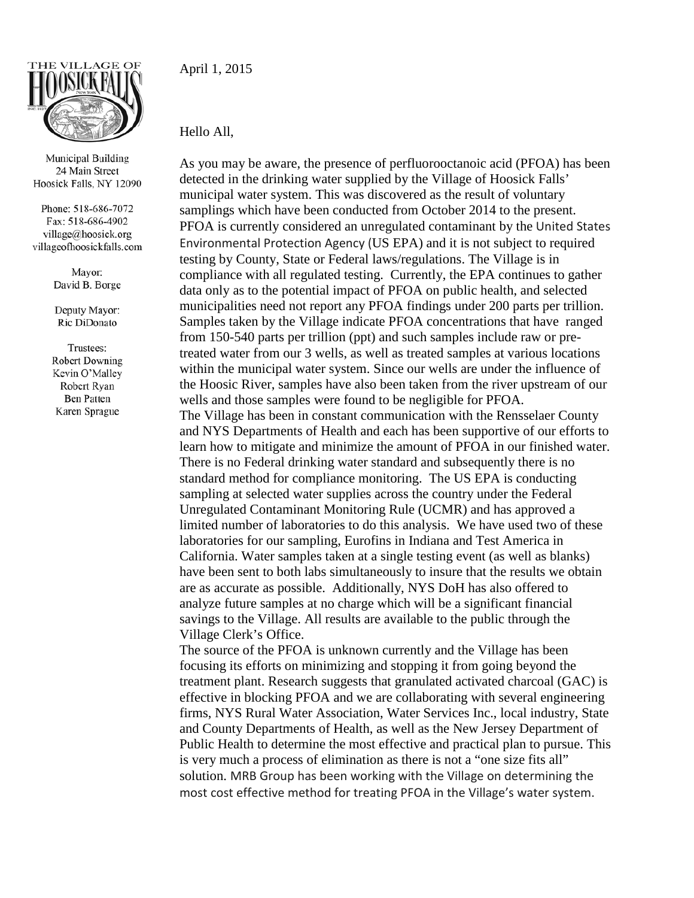Municipal Building
24 Main Street
Hoosick Falls, NY 12090

Phone: 518-686-7072
Fax: 518-686-4902
village@hoosick.org
villageofhoosickfalls.com

Mayor:
David B. Borge

Deputy Mayor:
Ric DiDonato

Trustees:
Robert Downing
Kevin O'Malley
Robert Ryan
Ben Patten
Karen Sprague

April 1, 2015

Hello All,

As you may be aware, the presence of perfluorooctanoic acid (PFOA) has been detected in the drinking water supplied by the Village of Hoosick Falls' municipal water system. This was discovered as the result of voluntary samplings which have been conducted from October 2014 to the present. PFOA is currently considered an unregulated contaminant by the United States Environmental Protection Agency (US EPA) and it is not subject to required testing by County, State or Federal laws/regulations. The Village is in compliance with all regulated testing. Currently, the EPA continues to gather data only as to the potential impact of PFOA on public health, and selected municipalities need not report any PFOA findings under 200 parts per trillion. Samples taken by the Village indicate PFOA concentrations that have ranged from 150-540 parts per trillion (ppt) and such samples include raw or pre-treated water from our 3 wells, as well as treated samples at various locations within the municipal water system. Since our wells are under the influence of the Hoosic River, samples have also been taken from the river upstream of our wells and those samples were found to be negligible for PFOA.

The Village has been in constant communication with the Rensselaer County and NYS Departments of Health and each has been supportive of our efforts to learn how to mitigate and minimize the amount of PFOA in our finished water. There is no Federal drinking water standard and subsequently there is no standard method for compliance monitoring. The US EPA is conducting sampling at selected water supplies across the country under the Federal Unregulated Contaminant Monitoring Rule (UCMR) and has approved a limited number of laboratories to do this analysis. We have used two of these laboratories for our sampling, Eurofins in Indiana and Test America in California. Water samples taken at a single testing event (as well as blanks) have been sent to both labs simultaneously to insure that the results we obtain are as accurate as possible. Additionally, NYS DoH has also offered to analyze future samples at no charge which will be a significant financial savings to the Village. All results are available to the public through the Village Clerk's Office.

The source of the PFOA is unknown currently and the Village has been focusing its efforts on minimizing and stopping it from going beyond the treatment plant. Research suggests that granulated activated charcoal (GAC) is effective in blocking PFOA and we are collaborating with several engineering firms, NYS Rural Water Association, Water Services Inc., local industry, State and County Departments of Health, as well as the New Jersey Department of Public Health to determine the most effective and practical plan to pursue. This is very much a process of elimination as there is not a "one size fits all" solution. MRB Group has been working with the Village on determining the most cost effective method for treating PFOA in the Village's water system.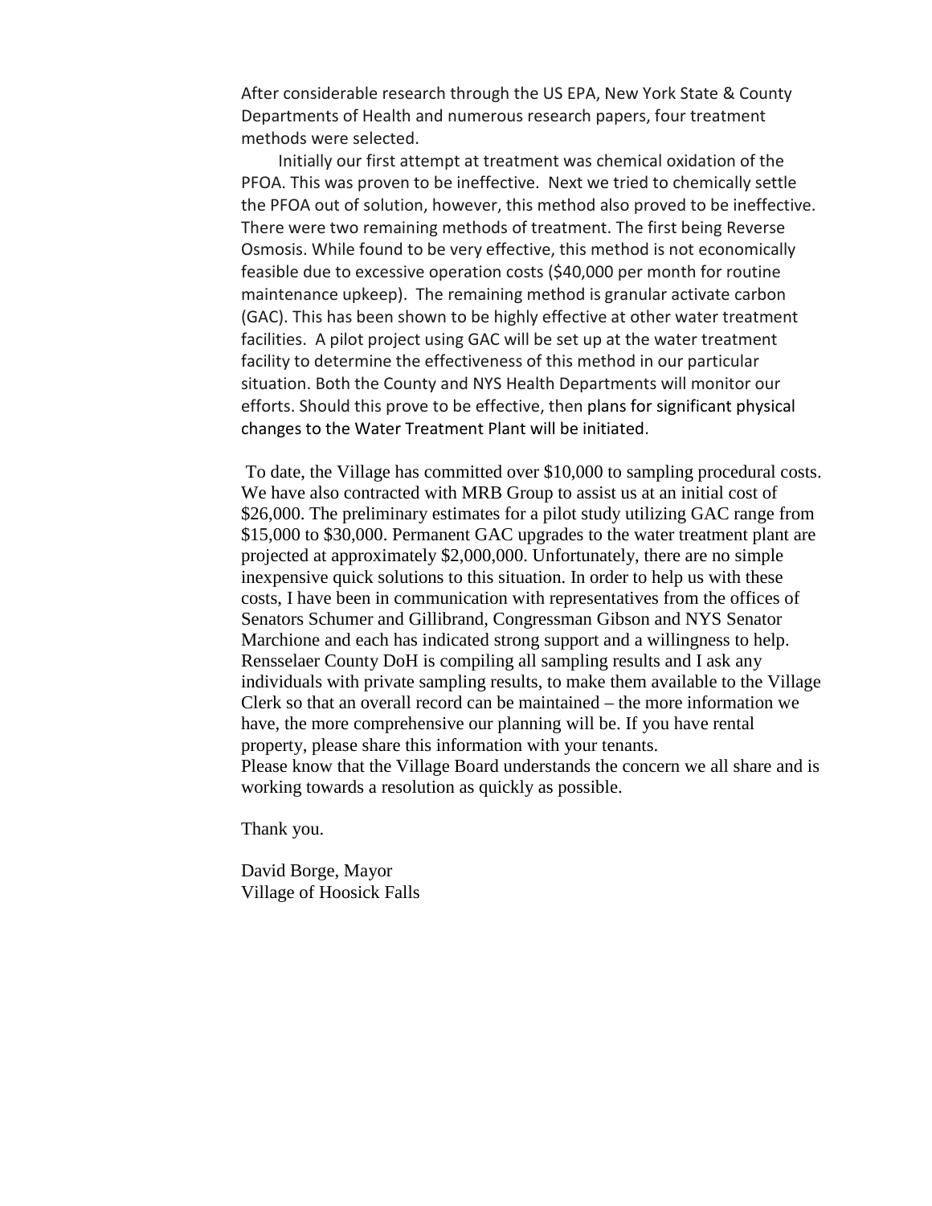After considerable research through the US EPA, New York State & County Departments of Health and numerous research papers, four treatment methods were selected.

Initially our first attempt at treatment was chemical oxidation of the PFOA. This was proven to be ineffective. Next we tried to chemically settle the PFOA out of solution, however, this method also proved to be ineffective. There were two remaining methods of treatment. The first being Reverse Osmosis. While found to be very effective, this method is not economically feasible due to excessive operation costs ($40,000 per month for routine maintenance upkeep). The remaining method is granular activate carbon (GAC). This has been shown to be highly effective at other water treatment facilities. A pilot project using GAC will be set up at the water treatment facility to determine the effectiveness of this method in our particular situation. Both the County and NYS Health Departments will monitor our efforts. Should this prove to be effective, then plans for significant physical changes to the Water Treatment Plant will be initiated.

To date, the Village has committed over $10,000 to sampling procedural costs. We have also contracted with MRB Group to assist us at an initial cost of $26,000. The preliminary estimates for a pilot study utilizing GAC range from $15,000 to $30,000. Permanent GAC upgrades to the water treatment plant are projected at approximately $2,000,000. Unfortunately, there are no simple inexpensive quick solutions to this situation. In order to help us with these costs, I have been in communication with representatives from the offices of Senators Schumer and Gillibrand, Congressman Gibson and NYS Senator Marchione and each has indicated strong support and a willingness to help. Rensselaer County DoH is compiling all sampling results and I ask any individuals with private sampling results, to make them available to the Village Clerk so that an overall record can be maintained – the more information we have, the more comprehensive our planning will be. If you have rental property, please share this information with your tenants.
Please know that the Village Board understands the concern we all share and is working towards a resolution as quickly as possible.

Thank you.

David Borge, Mayor
Village of Hoosick Falls